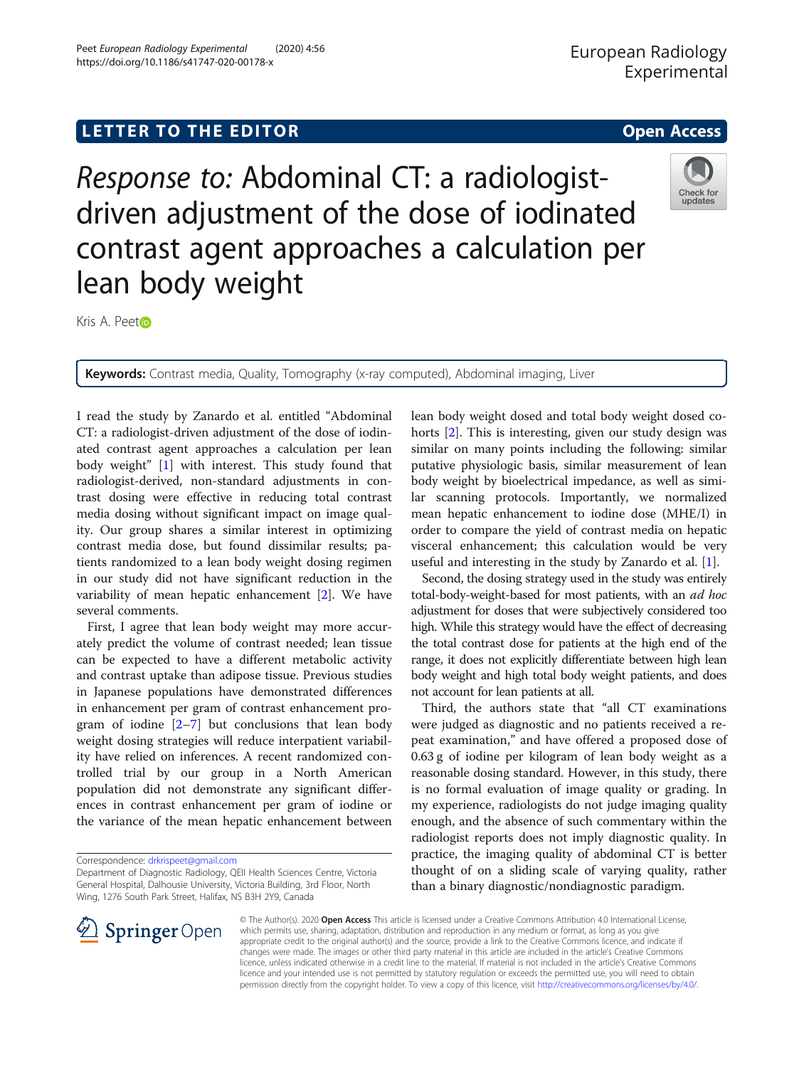LETTER TO THE EDITOR

Open Access

# *Response to:* Abdominal CT: a radiologist-driven adjustment of the dose of iodinated contrast agent approaches a calculation per lean body weight

Kris A. Peet

**Keywords:** Contrast media, Quality, Tomography (x-ray computed), Abdominal imaging, Liver

I read the study by Zanardo et al. entitled "Abdominal CT: a radiologist-driven adjustment of the dose of iodinated contrast agent approaches a calculation per lean body weight" [1] with interest. This study found that radiologist-derived, non-standard adjustments in contrast dosing were effective in reducing total contrast media dosing without significant impact on image quality. Our group shares a similar interest in optimizing contrast media dose, but found dissimilar results; patients randomized to a lean body weight dosing regimen in our study did not have significant reduction in the variability of mean hepatic enhancement [2]. We have several comments.

First, I agree that lean body weight may more accurately predict the volume of contrast needed; lean tissue can be expected to have a different metabolic activity and contrast uptake than adipose tissue. Previous studies in Japanese populations have demonstrated differences in enhancement per gram of contrast enhancement program of iodine [2–7] but conclusions that lean body weight dosing strategies will reduce interpatient variability have relied on inferences. A recent randomized controlled trial by our group in a North American population did not demonstrate any significant differences in contrast enhancement per gram of iodine or the variance of the mean hepatic enhancement between lean body weight dosed and total body weight dosed cohorts [2]. This is interesting, given our study design was similar on many points including the following: similar putative physiologic basis, similar measurement of lean body weight by bioelectrical impedance, as well as similar scanning protocols. Importantly, we normalized mean hepatic enhancement to iodine dose (MHE/I) in order to compare the yield of contrast media on hepatic visceral enhancement; this calculation would be very useful and interesting in the study by Zanardo et al. [1].

Second, the dosing strategy used in the study was entirely total-body-weight-based for most patients, with an *ad hoc* adjustment for doses that were subjectively considered too high. While this strategy would have the effect of decreasing the total contrast dose for patients at the high end of the range, it does not explicitly differentiate between high lean body weight and high total body weight patients, and does not account for lean patients at all.

Third, the authors state that "all CT examinations were judged as diagnostic and no patients received a repeat examination," and have offered a proposed dose of 0.63 g of iodine per kilogram of lean body weight as a reasonable dosing standard. However, in this study, there is no formal evaluation of image quality or grading. In my experience, radiologists do not judge imaging quality enough, and the absence of such commentary within the radiologist reports does not imply diagnostic quality. In practice, the imaging quality of abdominal CT is better thought of on a sliding scale of varying quality, rather than a binary diagnostic/nondiagnostic paradigm.

Correspondence: drkrispeet@gmail.com

Department of Diagnostic Radiology, QEII Health Sciences Centre, Victoria General Hospital, Dalhousie University, Victoria Building, 3rd Floor, North Wing, 1276 South Park Street, Halifax, NS B3H 2Y9, Canada

© The Author(s). 2020 **Open Access** This article is licensed under a Creative Commons Attribution 4.0 International License, which permits use, sharing, adaptation, distribution and reproduction in any medium or format, as long as you give appropriate credit to the original author(s) and the source, provide a link to the Creative Commons licence, and indicate if changes were made. The images or other third party material in this article are included in the article's Creative Commons licence, unless indicated otherwise in a credit line to the material. If material is not included in the article's Creative Commons licence and your intended use is not permitted by statutory regulation or exceeds the permitted use, you will need to obtain permission directly from the copyright holder. To view a copy of this licence, visit http://creativecommons.org/licenses/by/4.0/.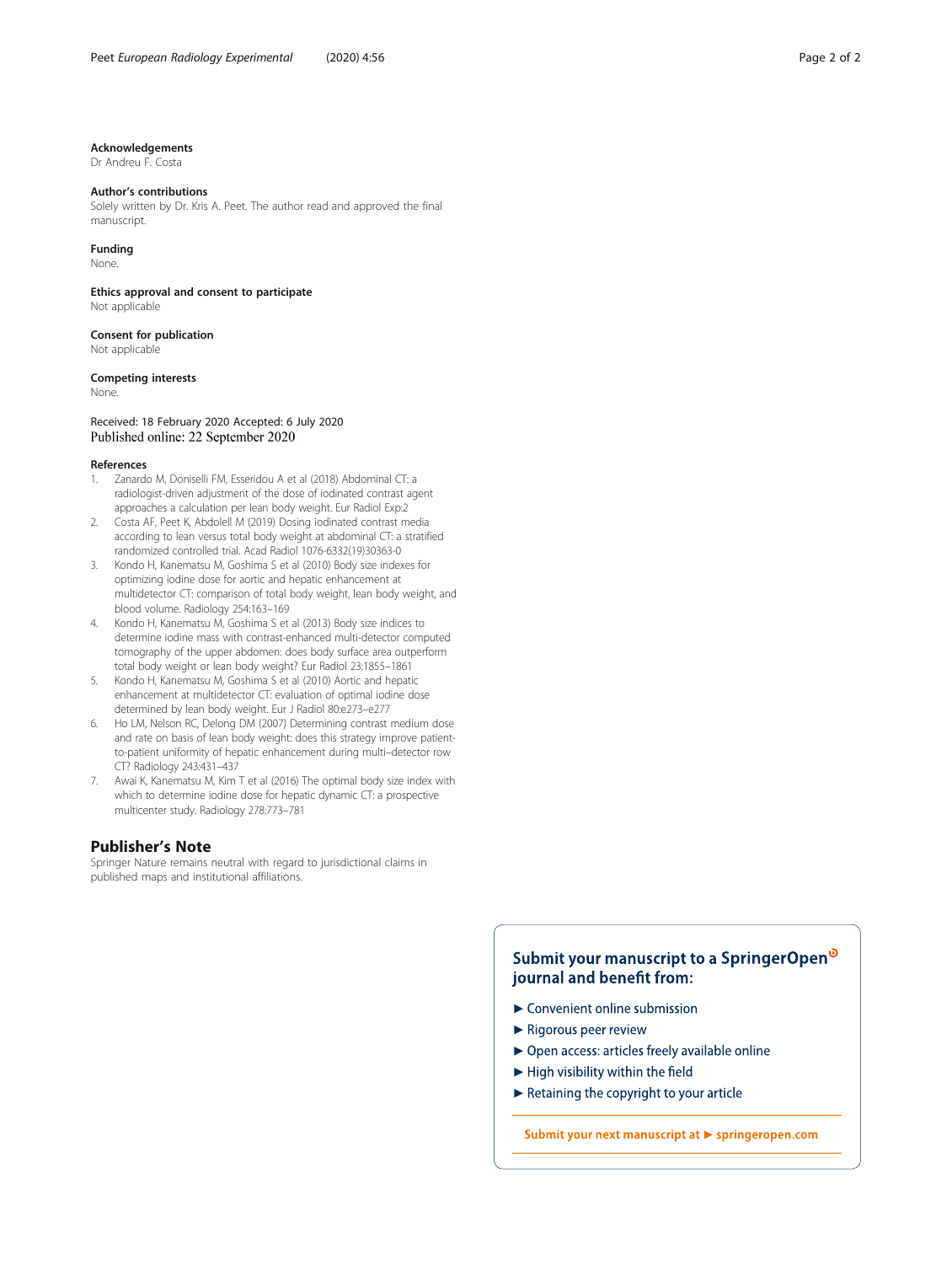### Acknowledgements

Dr Andreu F. Costa

### Author's contributions

Solely written by Dr. Kris A. Peet. The author read and approved the final manuscript.

### Funding

None.

### Ethics approval and consent to participate

Not applicable

### Consent for publication

Not applicable

### Competing interests

None.

Received: 18 February 2020 Accepted: 6 July 2020
Published online: 22 September 2020

### References

1. Zanardo M, Doniselli FM, Esseridou A et al (2018) Abdominal CT: a radiologist-driven adjustment of the dose of iodinated contrast agent approaches a calculation per lean body weight. Eur Radiol Exp:2
2. Costa AF, Peet K, Abdolell M (2019) Dosing iodinated contrast media according to lean versus total body weight at abdominal CT: a stratified randomized controlled trial. Acad Radiol 1076-6332(19)30363-0
3. Kondo H, Kanematsu M, Goshima S et al (2010) Body size indexes for optimizing iodine dose for aortic and hepatic enhancement at multidetector CT: comparison of total body weight, lean body weight, and blood volume. Radiology 254:163–169
4. Kondo H, Kanematsu M, Goshima S et al (2013) Body size indices to determine iodine mass with contrast-enhanced multi-detector computed tomography of the upper abdomen: does body surface area outperform total body weight or lean body weight? Eur Radiol 23:1855–1861
5. Kondo H, Kanematsu M, Goshima S et al (2010) Aortic and hepatic enhancement at multidetector CT: evaluation of optimal iodine dose determined by lean body weight. Eur J Radiol 80:e273–e277
6. Ho LM, Nelson RC, Delong DM (2007) Determining contrast medium dose and rate on basis of lean body weight: does this strategy improve patient-to-patient uniformity of hepatic enhancement during multi–detector row CT? Radiology 243:431–437
7. Awai K, Kanematsu M, Kim T et al (2016) The optimal body size index with which to determine iodine dose for hepatic dynamic CT: a prospective multicenter study. Radiology 278:773–781

## Publisher's Note

Springer Nature remains neutral with regard to jurisdictional claims in published maps and institutional affiliations.

**Submit your manuscript to a SpringerOpen journal and benefit from:**

- ► Convenient online submission
- ► Rigorous peer review
- ► Open access: articles freely available online
- ► High visibility within the field
- ► Retaining the copyright to your article

**Submit your next manuscript at ► springeropen.com**